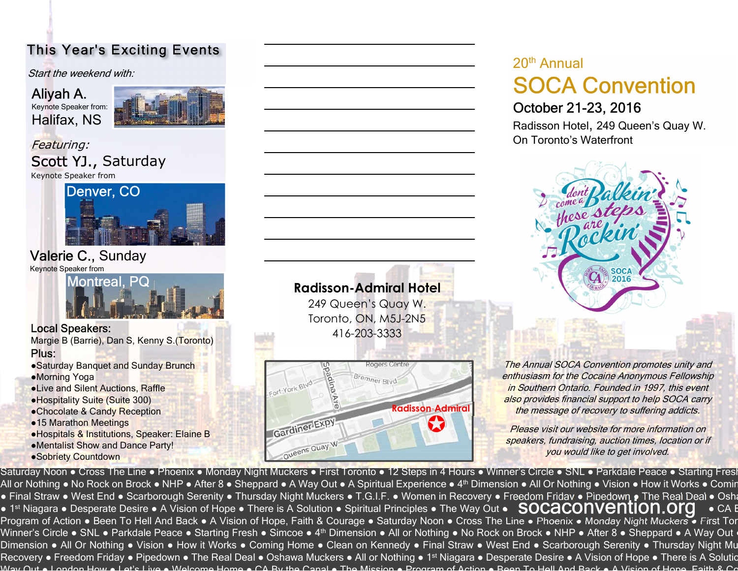## This Year's Exciting Events

*Start the weekend with:*

**Aliyah A.**
Keynote Speaker from:
Halifax, NS

*Featuring:*

**Scott YJ., Saturday**
Keynote Speaker from
Denver, CO

**Valerie C., Sunday**
Keynote Speaker from
Montreal, PQ

**Local Speakers:**
Margie B (Barrie), Dan S, Kenny S.(Toronto)

**Plus:**

- Saturday Banquet and Sunday Brunch
- Morning Yoga
- Live and Silent Auctions, Raffle
- Hospitality Suite (Suite 300)
- Chocolate & Candy Reception
- 15 Marathon Meetings
- Hospitals & Institutions, Speaker: Elaine B
- Mentalist Show and Dance Party!
- Sobriety Countdown

**Radisson-Admiral Hotel**
249 Queen's Quay W.
Toronto, ON, M5J-2N5
416-203-3333

Rogers Centre
Bremner Blvd
Fort York Blvd
Spadina Ave
Gardiner Expy
Queens Quay W
Radisson-Admiral

20th Annual

# SOCA Convention

## October 21-23, 2016

Radisson Hotel, 249 Queen's Quay W.
On Toronto's Waterfront

don't come a Balkin' these steps are Rockin'
SOCA 2016

*The Annual SOCA Convention promotes unity and enthusiasm for the Cocaine Anonymous Fellowship in Southern Ontario. Founded in 1997, this event also provides financial support to help SOCA carry the message of recovery to suffering addicts.*

*Please visit our website for more information on speakers, fundraising, auction times, location or if you would like to get involved.*

**socaconvention.org**

Saturday Noon • Cross The Line • Phoenix • Monday Night Muckers • First Toronto • 12 Steps in 4 Hours • Winner's Circle • SNL • Parkdale Peace • Starting Fresh
All or Nothing • No Rock on Brock • NHP • After 8 • Sheppard • A Way Out • A Spiritual Experience • 4th Dimension • All Or Nothing • Vision • How it Works • Comin
• Final Straw • West End • Scarborough Serenity • Thursday Night Muckers • T.G.I.F. • Women in Recovery • Freedom Friday • Pipedown • The Real Deal • Osha
• 1st Niagara • Desperate Desire • A Vision of Hope • There is A Solution • Spiritual Principles • The Way Out • • CA E
Program of Action • Been To Hell And Back • A Vision of Hope, Faith & Courage • Saturday Noon • Cross The Line • Phoenix • Monday Night Muckers • First Tor
Winner's Circle • SNL • Parkdale Peace • Starting Fresh • Simcoe • 4th Dimension • All or Nothing • No Rock on Brock • NHP • After 8 • Sheppard • A Way Out •
Dimension • All Or Nothing • Vision • How it Works • Coming Home • Clean on Kennedy • Final Straw • West End • Scarborough Serenity • Thursday Night Mu
Recovery • Freedom Friday • Pipedown • The Real Deal • Oshawa Muckers • All or Nothing • 1st Niagara • Desperate Desire • A Vision of Hope • There is A Solutic
Way Out • London How • Let's Live • Welcome Home • CA By the Canal • The Mission • Program of Action • Been To Hell And Back • A Vision of Hope, Faith & Co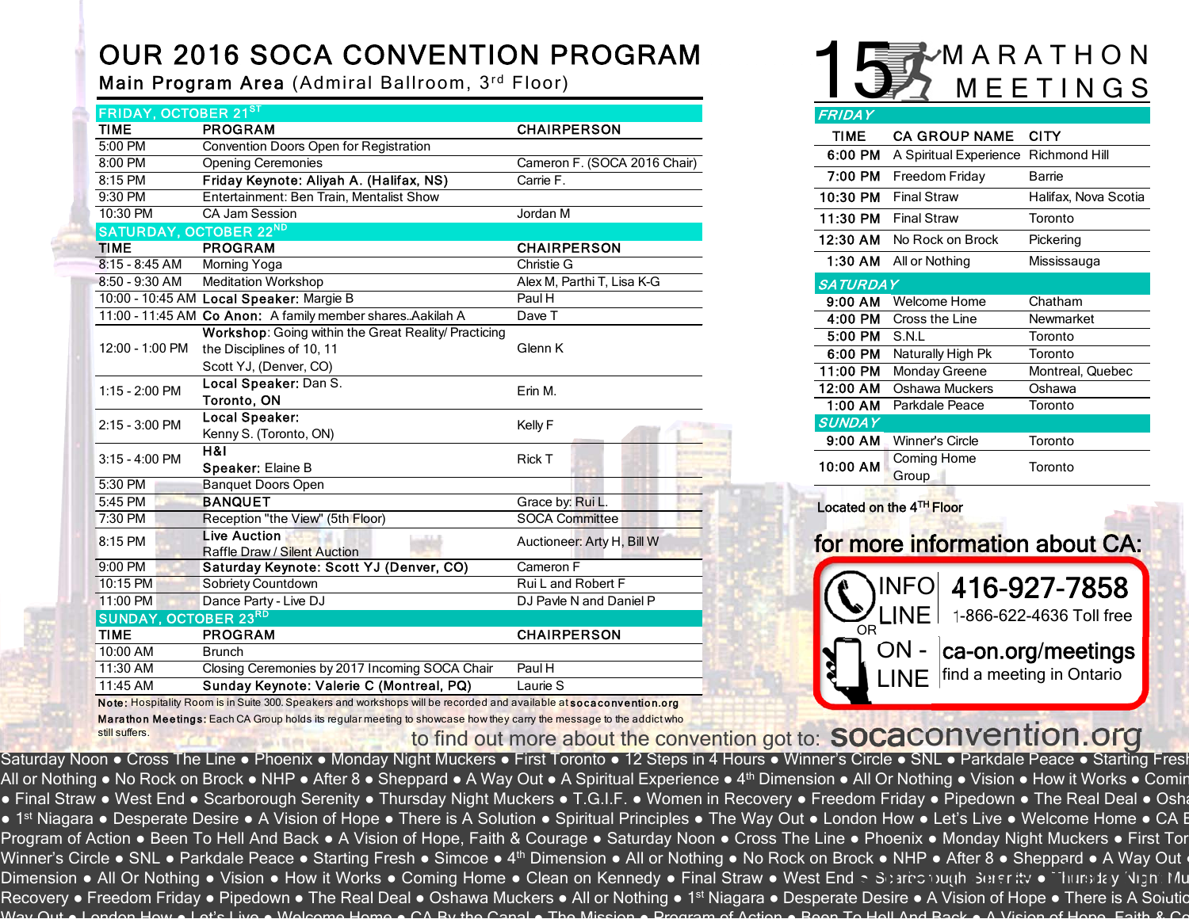# OUR 2016 SOCA CONVENTION PROGRAM

**Main Program Area** (Admiral Ballroom, 3rd Floor)

| TIME | PROGRAM | CHAIRPERSON |
|---|---|---|
| **FRIDAY, OCTOBER 21ST** | | |
| 5:00 PM | Convention Doors Open for Registration | |
| 8:00 PM | Opening Ceremonies | Cameron F. (SOCA 2016 Chair) |
| 8:15 PM | **Friday Keynote: Aliyah A. (Halifax, NS)** | Carrie F. |
| 9:30 PM | Entertainment: Ben Train, Mentalist Show | |
| 10:30 PM | CA Jam Session | Jordan M |
| **SATURDAY, OCTOBER 22ND** | | |
| 8:15 - 8:45 AM | Morning Yoga | Christie G |
| 8:50 - 9:30 AM | Meditation Workshop | Alex M, Parthi T, Lisa K-G |
| 10:00 - 10:45 AM | **Local Speaker:** Margie B | Paul H |
| 11:00 - 11:45 AM | **Co Anon:** A family member shares..Aakilah A | Dave T |
| 12:00 - 1:00 PM | **Workshop**: Going within the Great Reality/ Practicing the Disciplines of 10, 11 Scott YJ, (Denver, CO) | Glenn K |
| 1:15 - 2:00 PM | **Local Speaker:** Dan S. **Toronto, ON** | Erin M. |
| 2:15 - 3:00 PM | **Local Speaker:** Kenny S. (Toronto, ON) | Kelly F |
| 3:15 - 4:00 PM | **H&I** **Speaker:** Elaine B | Rick T |
| 5:30 PM | Banquet Doors Open | |
| 5:45 PM | **BANQUET** | Grace by: Rui L. |
| 7:30 PM | Reception "the View" (5th Floor) | SOCA Committee |
| 8:15 PM | **Live Auction** Raffle Draw / Silent Auction | Auctioneer: Arty H, Bill W |
| 9:00 PM | **Saturday Keynote: Scott YJ (Denver, CO)** | Cameron F |
| 10:15 PM | Sobriety Countdown | Rui L and Robert F |
| 11:00 PM | Dance Party - Live DJ | DJ Pavle N and Daniel P |
| **SUNDAY, OCTOBER 23RD** | | |
| 10:00 AM | Brunch | |
| 11:30 AM | Closing Ceremonies by 2017 Incoming SOCA Chair | Paul H |
| 11:45 AM | **Sunday Keynote: Valerie C (Montreal, PQ)** | Laurie S |

**Note:** Hospitality Room is in Suite 300. Speakers and workshops will be recorded and available at **socaconvention.org**

**Marathon Meetings:** Each CA Group holds its regular meeting to showcase how they carry the message to the addict who still suffers.

# 15 MARATHON MEETINGS

| TIME | CA GROUP NAME | CITY |
|---|---|---|
| ***FRIDAY*** | | |
| 6:00 PM | A Spiritual Experience | Richmond Hill |
| 7:00 PM | Freedom Friday | Barrie |
| 10:30 PM | Final Straw | Halifax, Nova Scotia |
| 11:30 PM | Final Straw | Toronto |
| 12:30 AM | No Rock on Brock | Pickering |
| 1:30 AM | All or Nothing | Mississauga |
| ***SATURDAY*** | | |
| 9:00 AM | Welcome Home | Chatham |
| 4:00 PM | Cross the Line | Newmarket |
| 5:00 PM | S.N.L | Toronto |
| 6:00 PM | Naturally High Pk | Toronto |
| 11:00 PM | Monday Greene | Montreal, Quebec |
| 12:00 AM | Oshawa Muckers | Oshawa |
| 1:00 AM | Parkdale Peace | Toronto |
| ***SUNDAY*** | | |
| 9:00 AM | Winner's Circle | Toronto |
| 10:00 AM | Coming Home Group | Toronto |

Located on the 4TH Floor

## for more information about CA:

INFO LINE **416-927-7858** 1-866-622-4636 Toll free

OR

ON - LINE **ca-on.org/meetings** find a meeting in Ontario

to find out more about the convention got to: **socaconvention.org**

Saturday Noon • Cross The Line • Phoenix • Monday Night Muckers • First Toronto • 12 Steps in 4 Hours • Winner's Circle • SNL • Parkdale Peace • Starting Fresh All or Nothing • No Rock on Brock • NHP • After 8 • Sheppard • A Way Out • A Spiritual Experience • 4th Dimension • All Or Nothing • Vision • How it Works • Comin • Final Straw • West End • Scarborough Serenity • Thursday Night Muckers • T.G.I.F. • Women in Recovery • Freedom Friday • Pipedown • The Real Deal • Osha • 1st Niagara • Desperate Desire • A Vision of Hope • There is A Solution • Spiritual Principles • The Way Out • London How • Let's Live • Welcome Home • CA E Program of Action • Been To Hell And Back • A Vision of Hope, Faith & Courage • Saturday Noon • Cross The Line • Phoenix • Monday Night Muckers • First Tor Winner's Circle • SNL • Parkdale Peace • Starting Fresh • Simcoe • 4th Dimension • All or Nothing • No Rock on Brock • NHP • After 8 • Sheppard • A Way Out • Dimension • All Or Nothing • Vision • How it Works • Coming Home • Clean on Kennedy • Final Straw • West End • Scarborough Serenity • Thursday Night Mu Recovery • Freedom Friday • Pipedown • The Real Deal • Oshawa Muckers • All or Nothing • 1st Niagara • Desperate Desire • A Vision of Hope • There is A Solutio Way Out • London How • Let's Live • Welcome Home • CA By the Canal • The Mission • Program of Action • Been To Hell And Back • A Vision of Hope, Faith & Co